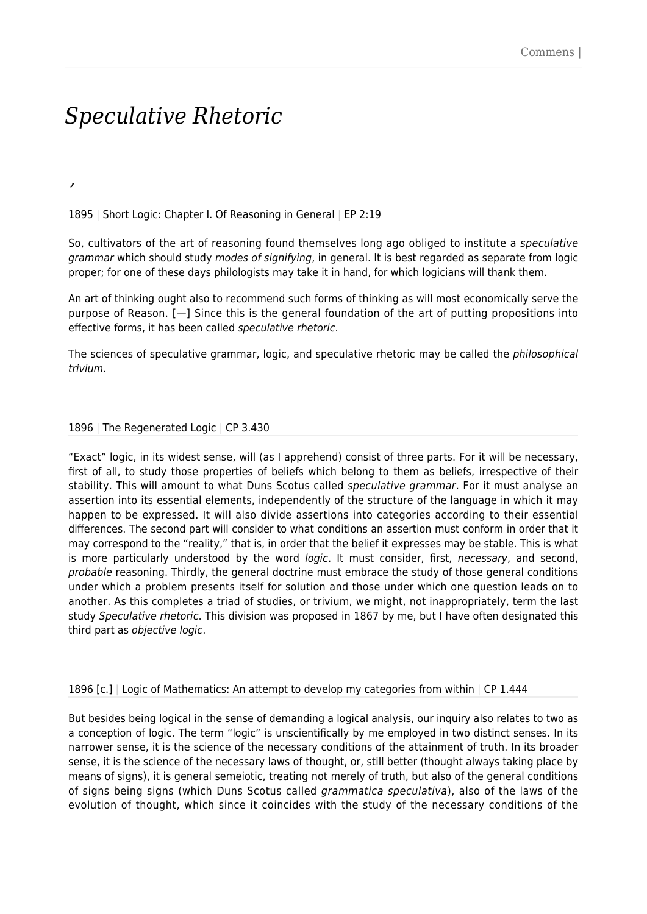# *Speculative Rhetoric*

,

1895 | Short Logic: Chapter I. Of Reasoning in General | EP 2:19

So, cultivators of the art of reasoning found themselves long ago obliged to institute a *speculative grammar* which should study *modes of signifying*, in general. It is best regarded as separate from logic proper; for one of these days philologists may take it in hand, for which logicians will thank them.

An art of thinking ought also to recommend such forms of thinking as will most economically serve the purpose of Reason. [—] Since this is the general foundation of the art of putting propositions into effective forms, it has been called *speculative rhetoric*.

The sciences of speculative grammar, logic, and speculative rhetoric may be called the *philosophical trivium*.

1896 | The Regenerated Logic | CP 3.430

"Exact" logic, in its widest sense, will (as I apprehend) consist of three parts. For it will be necessary, first of all, to study those properties of beliefs which belong to them as beliefs, irrespective of their stability. This will amount to what Duns Scotus called *speculative grammar*. For it must analyse an assertion into its essential elements, independently of the structure of the language in which it may happen to be expressed. It will also divide assertions into categories according to their essential differences. The second part will consider to what conditions an assertion must conform in order that it may correspond to the "reality," that is, in order that the belief it expresses may be stable. This is what is more particularly understood by the word *logic*. It must consider, first, *necessary*, and second, *probable* reasoning. Thirdly, the general doctrine must embrace the study of those general conditions under which a problem presents itself for solution and those under which one question leads on to another. As this completes a triad of studies, or trivium, we might, not inappropriately, term the last study *Speculative rhetoric*. This division was proposed in 1867 by me, but I have often designated this third part as *objective logic*.

1896 [c.] | Logic of Mathematics: An attempt to develop my categories from within | CP 1.444

But besides being logical in the sense of demanding a logical analysis, our inquiry also relates to two as a conception of logic. The term "logic" is unscientifically by me employed in two distinct senses. In its narrower sense, it is the science of the necessary conditions of the attainment of truth. In its broader sense, it is the science of the necessary laws of thought, or, still better (thought always taking place by means of signs), it is general semeiotic, treating not merely of truth, but also of the general conditions of signs being signs (which Duns Scotus called *grammatica speculativa*), also of the laws of the evolution of thought, which since it coincides with the study of the necessary conditions of the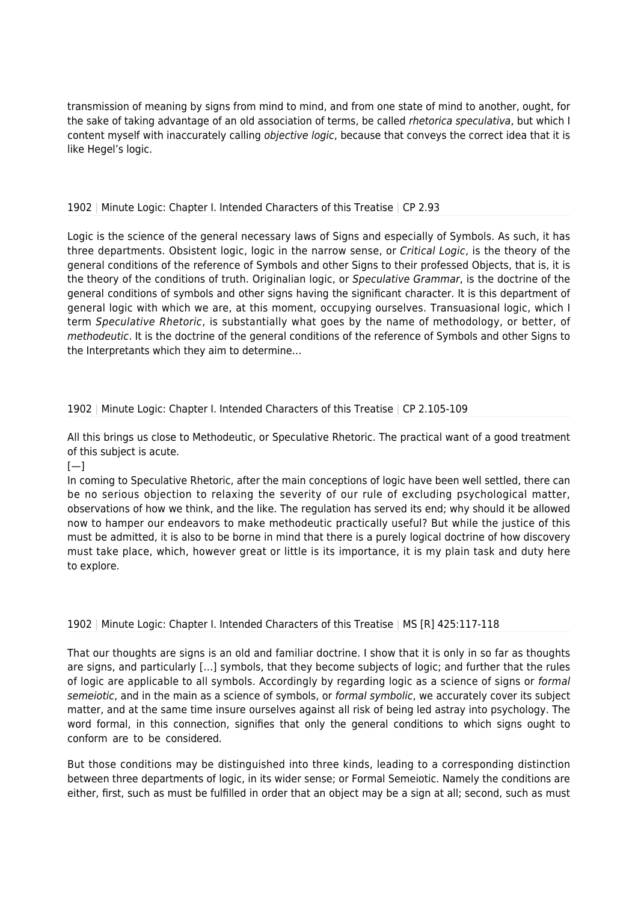transmission of meaning by signs from mind to mind, and from one state of mind to another, ought, for the sake of taking advantage of an old association of terms, be called *rhetorica speculativa*, but which I content myself with inaccurately calling *objective logic*, because that conveys the correct idea that it is like Hegel's logic.

1902 | Minute Logic: Chapter I. Intended Characters of this Treatise | CP 2.93

Logic is the science of the general necessary laws of Signs and especially of Symbols. As such, it has three departments. Obsistent logic, logic in the narrow sense, or *Critical Logic*, is the theory of the general conditions of the reference of Symbols and other Signs to their professed Objects, that is, it is the theory of the conditions of truth. Originalian logic, or *Speculative Grammar*, is the doctrine of the general conditions of symbols and other signs having the significant character. It is this department of general logic with which we are, at this moment, occupying ourselves. Transuasional logic, which I term *Speculative Rhetoric*, is substantially what goes by the name of methodology, or better, of *methodeutic*. It is the doctrine of the general conditions of the reference of Symbols and other Signs to the Interpretants which they aim to determine…

1902 | Minute Logic: Chapter I. Intended Characters of this Treatise | CP 2.105-109

All this brings us close to Methodeutic, or Speculative Rhetoric. The practical want of a good treatment of this subject is acute.

[—]

In coming to Speculative Rhetoric, after the main conceptions of logic have been well settled, there can be no serious objection to relaxing the severity of our rule of excluding psychological matter, observations of how we think, and the like. The regulation has served its end; why should it be allowed now to hamper our endeavors to make methodeutic practically useful? But while the justice of this must be admitted, it is also to be borne in mind that there is a purely logical doctrine of how discovery must take place, which, however great or little is its importance, it is my plain task and duty here to explore.

1902 | Minute Logic: Chapter I. Intended Characters of this Treatise | MS [R] 425:117-118

That our thoughts are signs is an old and familiar doctrine. I show that it is only in so far as thoughts are signs, and particularly […] symbols, that they become subjects of logic; and further that the rules of logic are applicable to all symbols. Accordingly by regarding logic as a science of signs or *formal semeiotic*, and in the main as a science of symbols, or *formal symbolic*, we accurately cover its subject matter, and at the same time insure ourselves against all risk of being led astray into psychology. The word formal, in this connection, signifies that only the general conditions to which signs ought to conform are to be considered.

But those conditions may be distinguished into three kinds, leading to a corresponding distinction between three departments of logic, in its wider sense; or Formal Semeiotic. Namely the conditions are either, first, such as must be fulfilled in order that an object may be a sign at all; second, such as must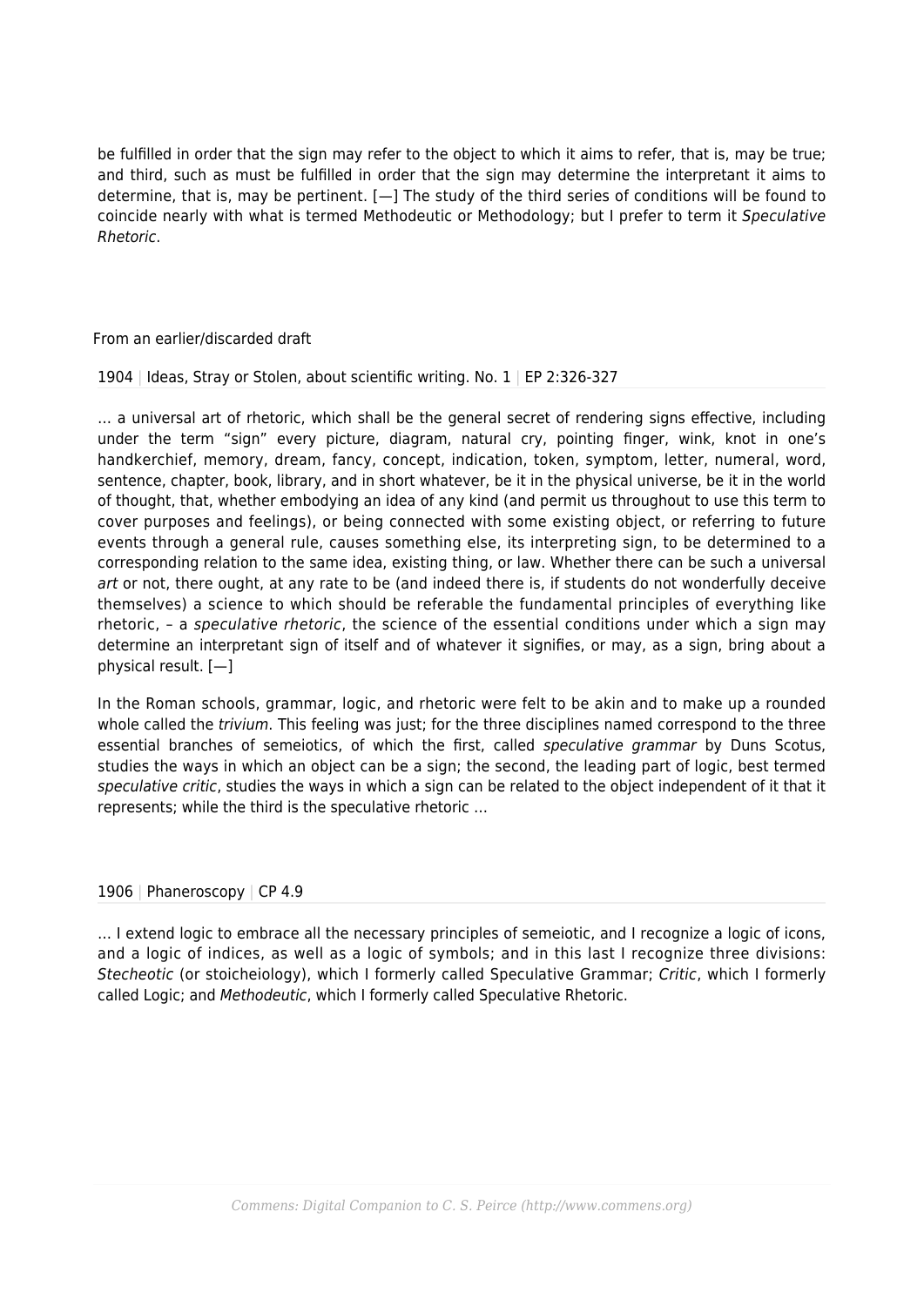be fulfilled in order that the sign may refer to the object to which it aims to refer, that is, may be true; and third, such as must be fulfilled in order that the sign may determine the interpretant it aims to determine, that is, may be pertinent. [—] The study of the third series of conditions will be found to coincide nearly with what is termed Methodeutic or Methodology; but I prefer to term it *Speculative Rhetoric*.

From an earlier/discarded draft

1904 | Ideas, Stray or Stolen, about scientific writing. No. 1 | EP 2:326-327

… a universal art of rhetoric, which shall be the general secret of rendering signs effective, including under the term "sign" every picture, diagram, natural cry, pointing finger, wink, knot in one's handkerchief, memory, dream, fancy, concept, indication, token, symptom, letter, numeral, word, sentence, chapter, book, library, and in short whatever, be it in the physical universe, be it in the world of thought, that, whether embodying an idea of any kind (and permit us throughout to use this term to cover purposes and feelings), or being connected with some existing object, or referring to future events through a general rule, causes something else, its interpreting sign, to be determined to a corresponding relation to the same idea, existing thing, or law. Whether there can be such a universal *art* or not, there ought, at any rate to be (and indeed there is, if students do not wonderfully deceive themselves) a science to which should be referable the fundamental principles of everything like rhetoric, – a *speculative rhetoric*, the science of the essential conditions under which a sign may determine an interpretant sign of itself and of whatever it signifies, or may, as a sign, bring about a physical result. [—]

In the Roman schools, grammar, logic, and rhetoric were felt to be akin and to make up a rounded whole called the *trivium*. This feeling was just; for the three disciplines named correspond to the three essential branches of semeiotics, of which the first, called *speculative grammar* by Duns Scotus, studies the ways in which an object can be a sign; the second, the leading part of logic, best termed *speculative critic*, studies the ways in which a sign can be related to the object independent of it that it represents; while the third is the speculative rhetoric …

1906 | Phaneroscopy | CP 4.9

… I extend logic to embrace all the necessary principles of semeiotic, and I recognize a logic of icons, and a logic of indices, as well as a logic of symbols; and in this last I recognize three divisions: *Stecheotic* (or stoicheiology), which I formerly called Speculative Grammar; *Critic*, which I formerly called Logic; and *Methodeutic*, which I formerly called Speculative Rhetoric.